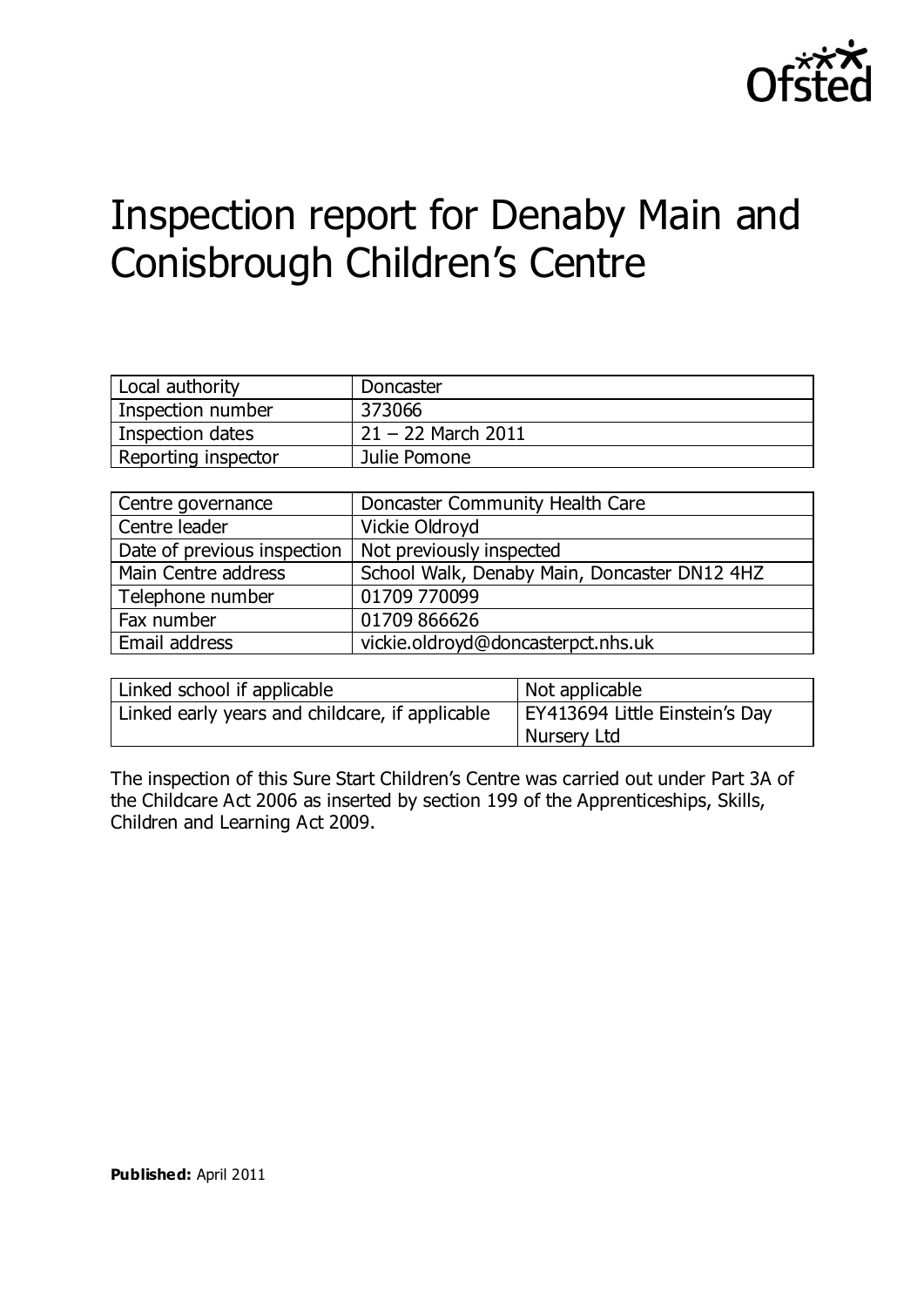# Inspection report for Denaby Main and Conisbrough Children's Centre

| Local authority | Doncaster |
|---|---|
| Inspection number | 373066 |
| Inspection dates | 21 – 22 March 2011 |
| Reporting inspector | Julie Pomone |

| Centre governance | Doncaster Community Health Care |
|---|---|
| Centre leader | Vickie Oldroyd |
| Date of previous inspection | Not previously inspected |
| Main Centre address | School Walk, Denaby Main, Doncaster DN12 4HZ |
| Telephone number | 01709 770099 |
| Fax number | 01709 866626 |
| Email address | vickie.oldroyd@doncasterpct.nhs.uk |

| Linked school if applicable | Not applicable |
|---|---|
| Linked early years and childcare, if applicable | EY413694 Little Einstein's Day Nursery Ltd |

The inspection of this Sure Start Children's Centre was carried out under Part 3A of the Childcare Act 2006 as inserted by section 199 of the Apprenticeships, Skills, Children and Learning Act 2009.

**Published:** April 2011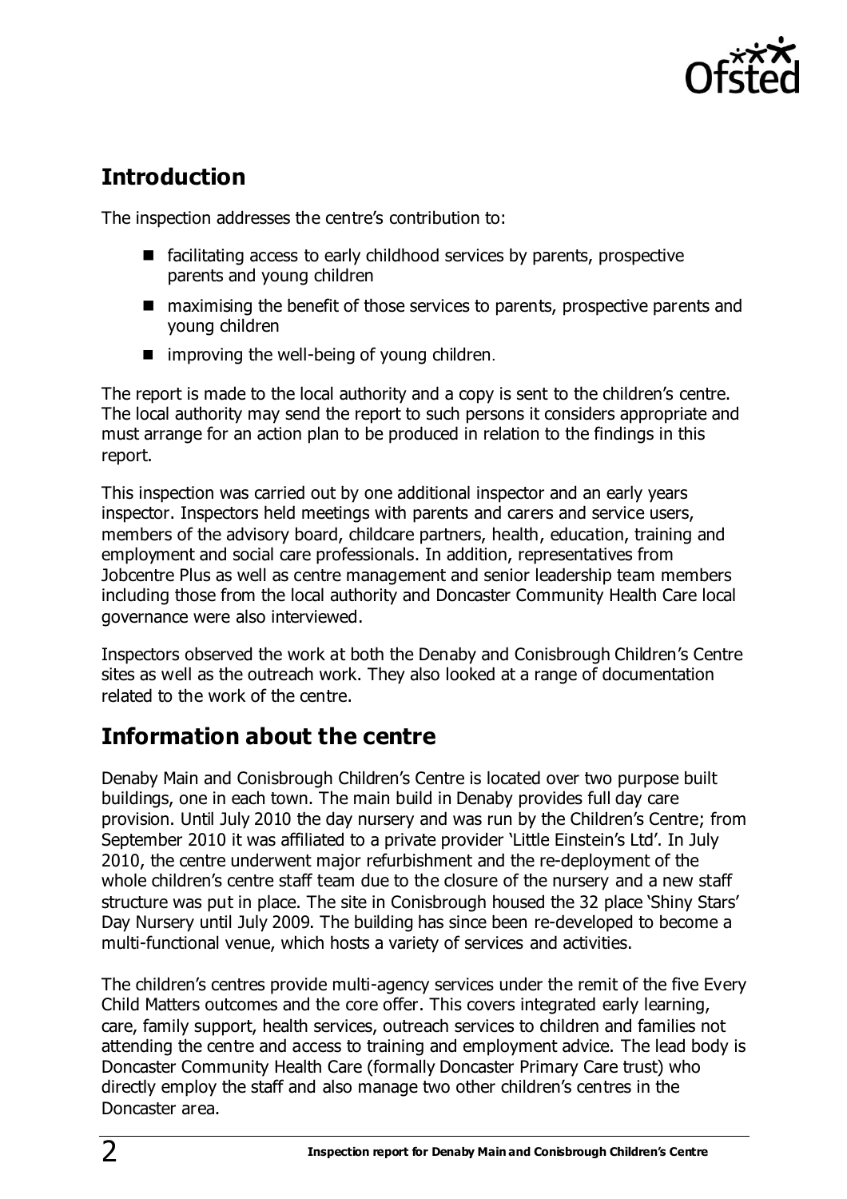## Introduction

The inspection addresses the centre's contribution to:

- facilitating access to early childhood services by parents, prospective parents and young children
- maximising the benefit of those services to parents, prospective parents and young children
- improving the well-being of young children.

The report is made to the local authority and a copy is sent to the children's centre. The local authority may send the report to such persons it considers appropriate and must arrange for an action plan to be produced in relation to the findings in this report.

This inspection was carried out by one additional inspector and an early years inspector. Inspectors held meetings with parents and carers and service users, members of the advisory board, childcare partners, health, education, training and employment and social care professionals. In addition, representatives from Jobcentre Plus as well as centre management and senior leadership team members including those from the local authority and Doncaster Community Health Care local governance were also interviewed.

Inspectors observed the work at both the Denaby and Conisbrough Children's Centre sites as well as the outreach work. They also looked at a range of documentation related to the work of the centre.

## Information about the centre

Denaby Main and Conisbrough Children's Centre is located over two purpose built buildings, one in each town. The main build in Denaby provides full day care provision. Until July 2010 the day nursery and was run by the Children's Centre; from September 2010 it was affiliated to a private provider 'Little Einstein's Ltd'. In July 2010, the centre underwent major refurbishment and the re-deployment of the whole children's centre staff team due to the closure of the nursery and a new staff structure was put in place. The site in Conisbrough housed the 32 place 'Shiny Stars' Day Nursery until July 2009. The building has since been re-developed to become a multi-functional venue, which hosts a variety of services and activities.

The children's centres provide multi-agency services under the remit of the five Every Child Matters outcomes and the core offer. This covers integrated early learning, care, family support, health services, outreach services to children and families not attending the centre and access to training and employment advice. The lead body is Doncaster Community Health Care (formally Doncaster Primary Care trust) who directly employ the staff and also manage two other children's centres in the Doncaster area.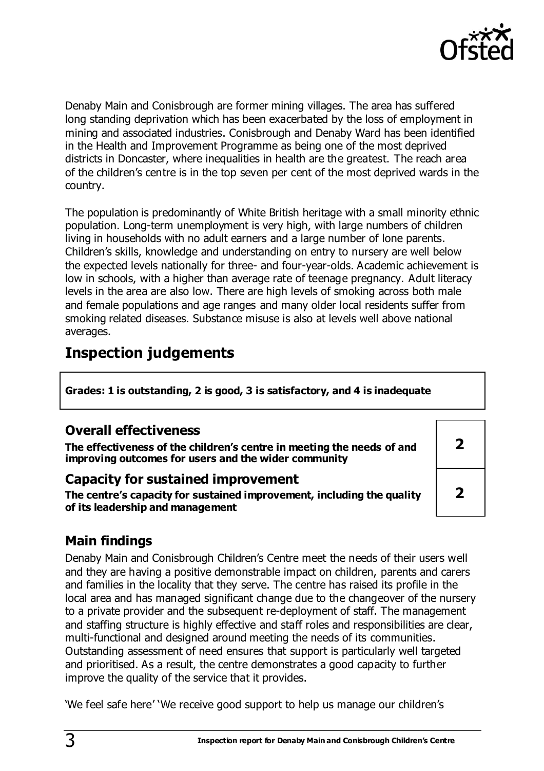Denaby Main and Conisbrough are former mining villages. The area has suffered long standing deprivation which has been exacerbated by the loss of employment in mining and associated industries. Conisbrough and Denaby Ward has been identified in the Health and Improvement Programme as being one of the most deprived districts in Doncaster, where inequalities in health are the greatest. The reach area of the children's centre is in the top seven per cent of the most deprived wards in the country.

The population is predominantly of White British heritage with a small minority ethnic population. Long-term unemployment is very high, with large numbers of children living in households with no adult earners and a large number of lone parents. Children's skills, knowledge and understanding on entry to nursery are well below the expected levels nationally for three- and four-year-olds. Academic achievement is low in schools, with a higher than average rate of teenage pregnancy. Adult literacy levels in the area are also low. There are high levels of smoking across both male and female populations and age ranges and many older local residents suffer from smoking related diseases. Substance misuse is also at levels well above national averages.

## Inspection judgements

**Grades: 1 is outstanding, 2 is good, 3 is satisfactory, and 4 is inadequate**

### Overall effectiveness

| | |
|---|---|
| **The effectiveness of the children's centre in meeting the needs of and improving outcomes for users and the wider community** | **2** |

### Capacity for sustained improvement

| | |
|---|---|
| **The centre's capacity for sustained improvement, including the quality of its leadership and management** | **2** |

### Main findings

Denaby Main and Conisbrough Children's Centre meet the needs of their users well and they are having a positive demonstrable impact on children, parents and carers and families in the locality that they serve. The centre has raised its profile in the local area and has managed significant change due to the changeover of the nursery to a private provider and the subsequent re-deployment of staff. The management and staffing structure is highly effective and staff roles and responsibilities are clear, multi-functional and designed around meeting the needs of its communities. Outstanding assessment of need ensures that support is particularly well targeted and prioritised. As a result, the centre demonstrates a good capacity to further improve the quality of the service that it provides.

'We feel safe here' 'We receive good support to help us manage our children's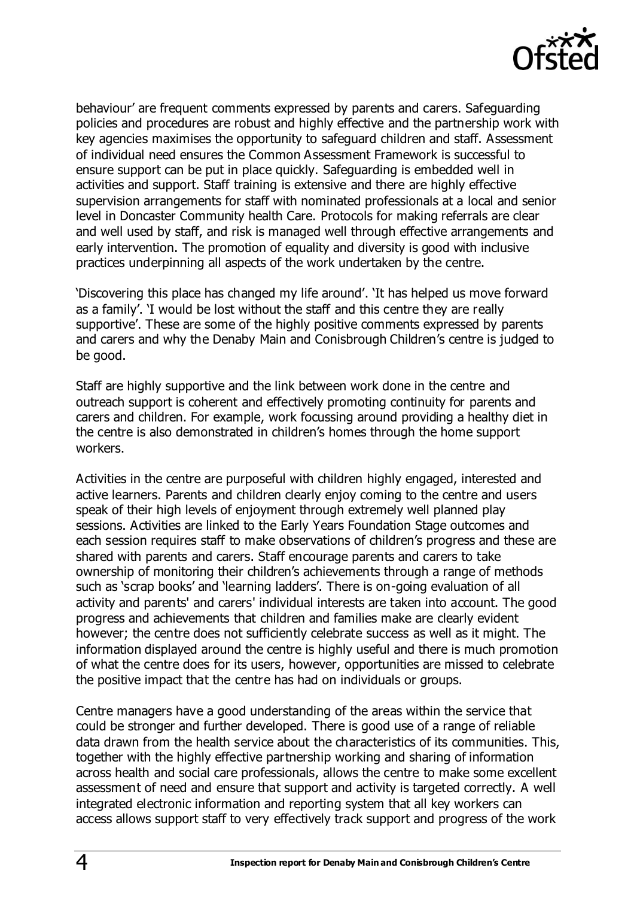behaviour' are frequent comments expressed by parents and carers. Safeguarding policies and procedures are robust and highly effective and the partnership work with key agencies maximises the opportunity to safeguard children and staff. Assessment of individual need ensures the Common Assessment Framework is successful to ensure support can be put in place quickly. Safeguarding is embedded well in activities and support. Staff training is extensive and there are highly effective supervision arrangements for staff with nominated professionals at a local and senior level in Doncaster Community health Care. Protocols for making referrals are clear and well used by staff, and risk is managed well through effective arrangements and early intervention. The promotion of equality and diversity is good with inclusive practices underpinning all aspects of the work undertaken by the centre.

'Discovering this place has changed my life around'. 'It has helped us move forward as a family'. 'I would be lost without the staff and this centre they are really supportive'. These are some of the highly positive comments expressed by parents and carers and why the Denaby Main and Conisbrough Children's centre is judged to be good.

Staff are highly supportive and the link between work done in the centre and outreach support is coherent and effectively promoting continuity for parents and carers and children. For example, work focussing around providing a healthy diet in the centre is also demonstrated in children's homes through the home support workers.

Activities in the centre are purposeful with children highly engaged, interested and active learners. Parents and children clearly enjoy coming to the centre and users speak of their high levels of enjoyment through extremely well planned play sessions. Activities are linked to the Early Years Foundation Stage outcomes and each session requires staff to make observations of children's progress and these are shared with parents and carers. Staff encourage parents and carers to take ownership of monitoring their children's achievements through a range of methods such as 'scrap books' and 'learning ladders'. There is on-going evaluation of all activity and parents' and carers' individual interests are taken into account. The good progress and achievements that children and families make are clearly evident however; the centre does not sufficiently celebrate success as well as it might. The information displayed around the centre is highly useful and there is much promotion of what the centre does for its users, however, opportunities are missed to celebrate the positive impact that the centre has had on individuals or groups.

Centre managers have a good understanding of the areas within the service that could be stronger and further developed. There is good use of a range of reliable data drawn from the health service about the characteristics of its communities. This, together with the highly effective partnership working and sharing of information across health and social care professionals, allows the centre to make some excellent assessment of need and ensure that support and activity is targeted correctly. A well integrated electronic information and reporting system that all key workers can access allows support staff to very effectively track support and progress of the work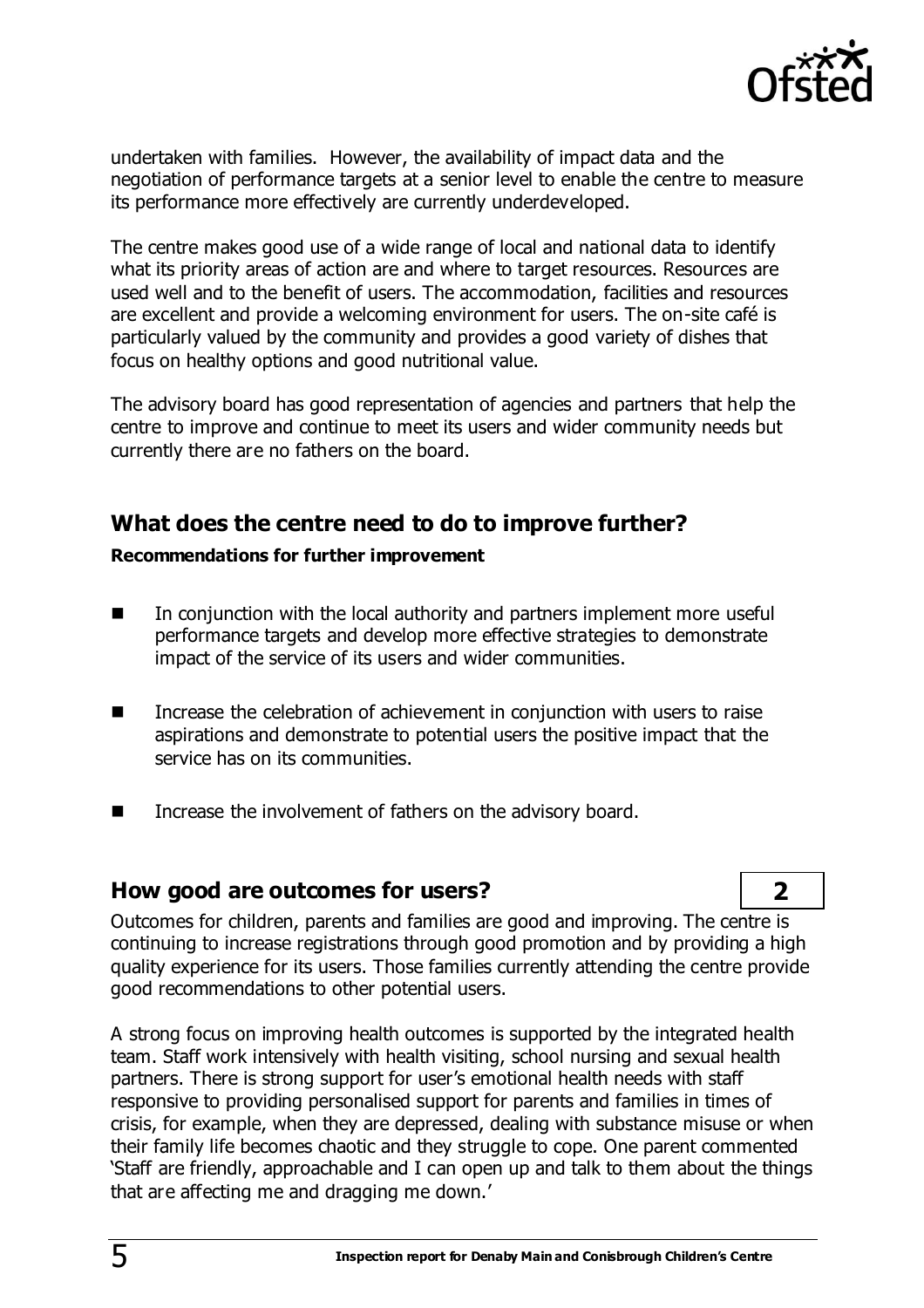undertaken with families. However, the availability of impact data and the negotiation of performance targets at a senior level to enable the centre to measure its performance more effectively are currently underdeveloped.

The centre makes good use of a wide range of local and national data to identify what its priority areas of action are and where to target resources. Resources are used well and to the benefit of users. The accommodation, facilities and resources are excellent and provide a welcoming environment for users. The on-site café is particularly valued by the community and provides a good variety of dishes that focus on healthy options and good nutritional value.

The advisory board has good representation of agencies and partners that help the centre to improve and continue to meet its users and wider community needs but currently there are no fathers on the board.

## What does the centre need to do to improve further?

**Recommendations for further improvement**

- In conjunction with the local authority and partners implement more useful performance targets and develop more effective strategies to demonstrate impact of the service of its users and wider communities.
- Increase the celebration of achievement in conjunction with users to raise aspirations and demonstrate to potential users the positive impact that the service has on its communities.
- Increase the involvement of fathers on the advisory board.

## How good are outcomes for users? **2**

Outcomes for children, parents and families are good and improving. The centre is continuing to increase registrations through good promotion and by providing a high quality experience for its users. Those families currently attending the centre provide good recommendations to other potential users.

A strong focus on improving health outcomes is supported by the integrated health team. Staff work intensively with health visiting, school nursing and sexual health partners. There is strong support for user's emotional health needs with staff responsive to providing personalised support for parents and families in times of crisis, for example, when they are depressed, dealing with substance misuse or when their family life becomes chaotic and they struggle to cope. One parent commented 'Staff are friendly, approachable and I can open up and talk to them about the things that are affecting me and dragging me down.'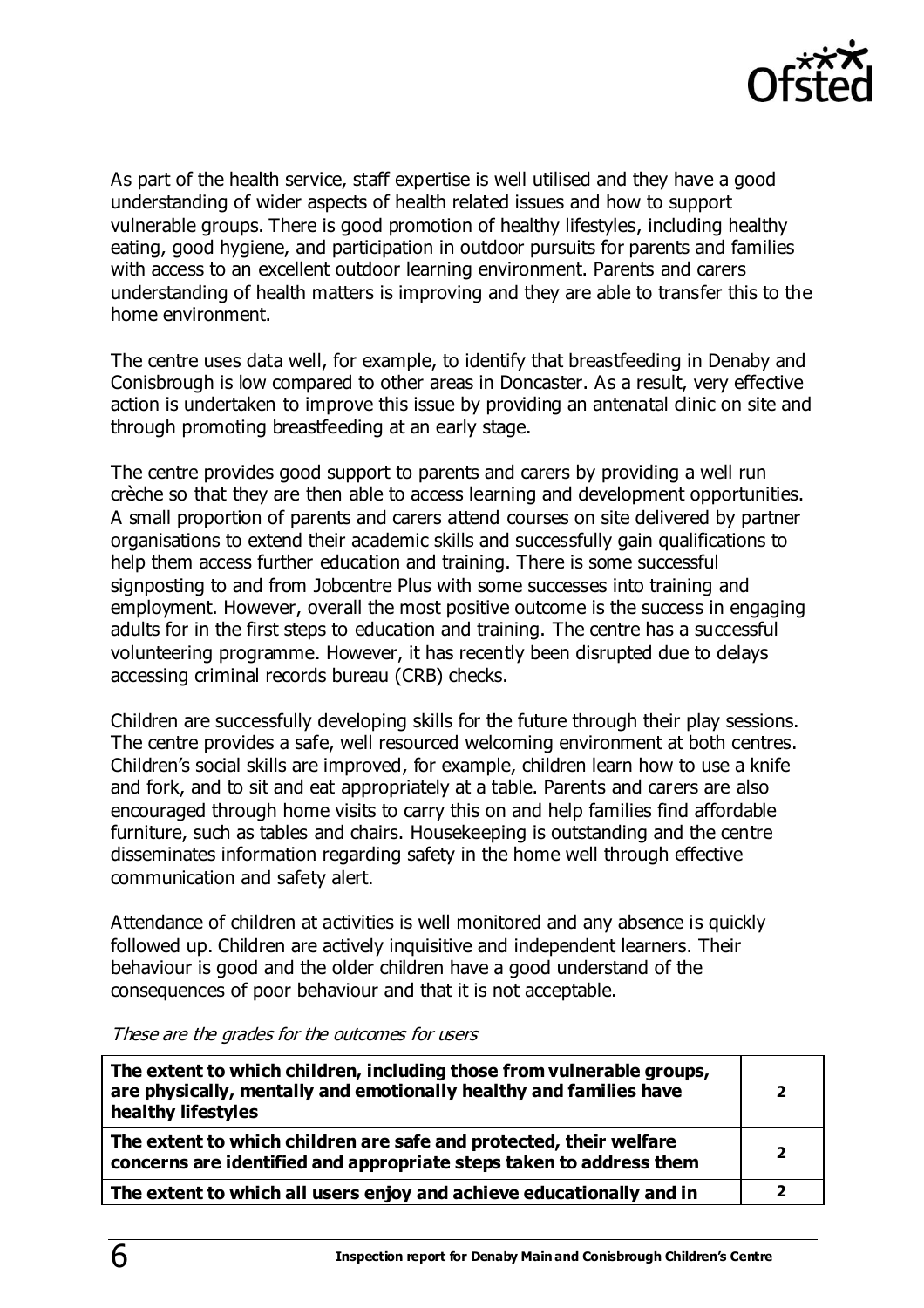As part of the health service, staff expertise is well utilised and they have a good understanding of wider aspects of health related issues and how to support vulnerable groups. There is good promotion of healthy lifestyles, including healthy eating, good hygiene, and participation in outdoor pursuits for parents and families with access to an excellent outdoor learning environment. Parents and carers understanding of health matters is improving and they are able to transfer this to the home environment.

The centre uses data well, for example, to identify that breastfeeding in Denaby and Conisbrough is low compared to other areas in Doncaster. As a result, very effective action is undertaken to improve this issue by providing an antenatal clinic on site and through promoting breastfeeding at an early stage.

The centre provides good support to parents and carers by providing a well run crèche so that they are then able to access learning and development opportunities. A small proportion of parents and carers attend courses on site delivered by partner organisations to extend their academic skills and successfully gain qualifications to help them access further education and training. There is some successful signposting to and from Jobcentre Plus with some successes into training and employment. However, overall the most positive outcome is the success in engaging adults for in the first steps to education and training. The centre has a successful volunteering programme. However, it has recently been disrupted due to delays accessing criminal records bureau (CRB) checks.

Children are successfully developing skills for the future through their play sessions. The centre provides a safe, well resourced welcoming environment at both centres. Children's social skills are improved, for example, children learn how to use a knife and fork, and to sit and eat appropriately at a table. Parents and carers are also encouraged through home visits to carry this on and help families find affordable furniture, such as tables and chairs. Housekeeping is outstanding and the centre disseminates information regarding safety in the home well through effective communication and safety alert.

Attendance of children at activities is well monitored and any absence is quickly followed up. Children are actively inquisitive and independent learners. Their behaviour is good and the older children have a good understand of the consequences of poor behaviour and that it is not acceptable.

*These are the grades for the outcomes for users*

| | |
|---|---|
| **The extent to which children, including those from vulnerable groups, are physically, mentally and emotionally healthy and families have healthy lifestyles** | **2** |
| **The extent to which children are safe and protected, their welfare concerns are identified and appropriate steps taken to address them** | **2** |
| **The extent to which all users enjoy and achieve educationally and in** | **2** |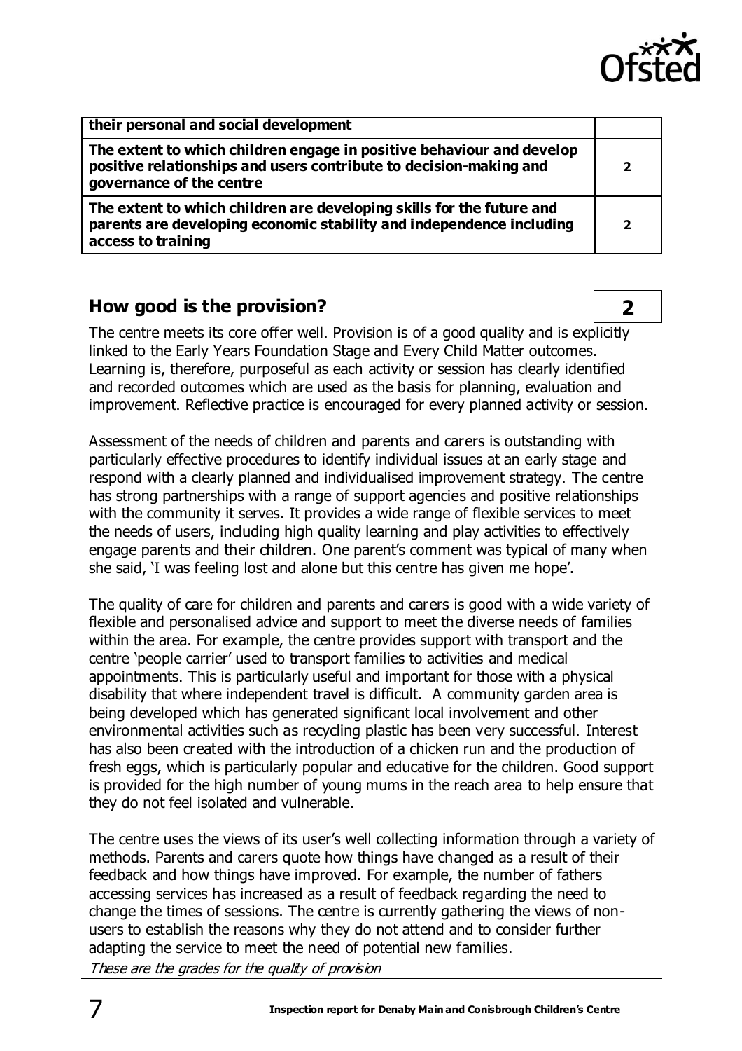| their personal and social development | |
| --- | --- |
| **The extent to which children engage in positive behaviour and develop positive relationships and users contribute to decision-making and governance of the centre** | **2** |
| **The extent to which children are developing skills for the future and parents are developing economic stability and independence including access to training** | **2** |

## How good is the provision? **2**

The centre meets its core offer well. Provision is of a good quality and is explicitly linked to the Early Years Foundation Stage and Every Child Matter outcomes. Learning is, therefore, purposeful as each activity or session has clearly identified and recorded outcomes which are used as the basis for planning, evaluation and improvement. Reflective practice is encouraged for every planned activity or session.

Assessment of the needs of children and parents and carers is outstanding with particularly effective procedures to identify individual issues at an early stage and respond with a clearly planned and individualised improvement strategy. The centre has strong partnerships with a range of support agencies and positive relationships with the community it serves. It provides a wide range of flexible services to meet the needs of users, including high quality learning and play activities to effectively engage parents and their children. One parent's comment was typical of many when she said, 'I was feeling lost and alone but this centre has given me hope'.

The quality of care for children and parents and carers is good with a wide variety of flexible and personalised advice and support to meet the diverse needs of families within the area. For example, the centre provides support with transport and the centre 'people carrier' used to transport families to activities and medical appointments. This is particularly useful and important for those with a physical disability that where independent travel is difficult. A community garden area is being developed which has generated significant local involvement and other environmental activities such as recycling plastic has been very successful. Interest has also been created with the introduction of a chicken run and the production of fresh eggs, which is particularly popular and educative for the children. Good support is provided for the high number of young mums in the reach area to help ensure that they do not feel isolated and vulnerable.

The centre uses the views of its user's well collecting information through a variety of methods. Parents and carers quote how things have changed as a result of their feedback and how things have improved. For example, the number of fathers accessing services has increased as a result of feedback regarding the need to change the times of sessions. The centre is currently gathering the views of non-users to establish the reasons why they do not attend and to consider further adapting the service to meet the need of potential new families.

*These are the grades for the quality of provision*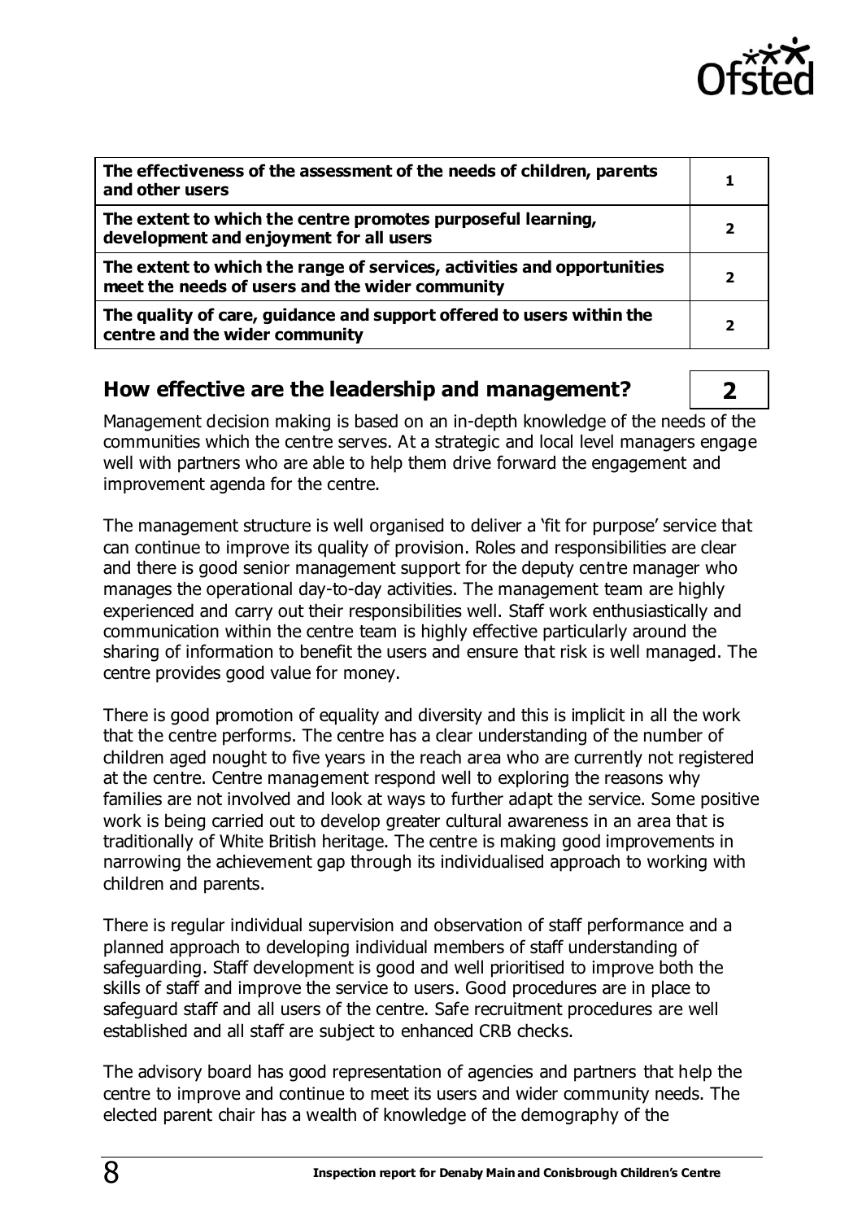| | |
|---|---|
| **The effectiveness of the assessment of the needs of children, parents and other users** | 1 |
| **The extent to which the centre promotes purposeful learning, development and enjoyment for all users** | 2 |
| **The extent to which the range of services, activities and opportunities meet the needs of users and the wider community** | 2 |
| **The quality of care, guidance and support offered to users within the centre and the wider community** | 2 |

## How effective are the leadership and management? **2**

Management decision making is based on an in-depth knowledge of the needs of the communities which the centre serves. At a strategic and local level managers engage well with partners who are able to help them drive forward the engagement and improvement agenda for the centre.

The management structure is well organised to deliver a 'fit for purpose' service that can continue to improve its quality of provision. Roles and responsibilities are clear and there is good senior management support for the deputy centre manager who manages the operational day-to-day activities. The management team are highly experienced and carry out their responsibilities well. Staff work enthusiastically and communication within the centre team is highly effective particularly around the sharing of information to benefit the users and ensure that risk is well managed. The centre provides good value for money.

There is good promotion of equality and diversity and this is implicit in all the work that the centre performs. The centre has a clear understanding of the number of children aged nought to five years in the reach area who are currently not registered at the centre. Centre management respond well to exploring the reasons why families are not involved and look at ways to further adapt the service. Some positive work is being carried out to develop greater cultural awareness in an area that is traditionally of White British heritage. The centre is making good improvements in narrowing the achievement gap through its individualised approach to working with children and parents.

There is regular individual supervision and observation of staff performance and a planned approach to developing individual members of staff understanding of safeguarding. Staff development is good and well prioritised to improve both the skills of staff and improve the service to users. Good procedures are in place to safeguard staff and all users of the centre. Safe recruitment procedures are well established and all staff are subject to enhanced CRB checks.

The advisory board has good representation of agencies and partners that help the centre to improve and continue to meet its users and wider community needs. The elected parent chair has a wealth of knowledge of the demography of the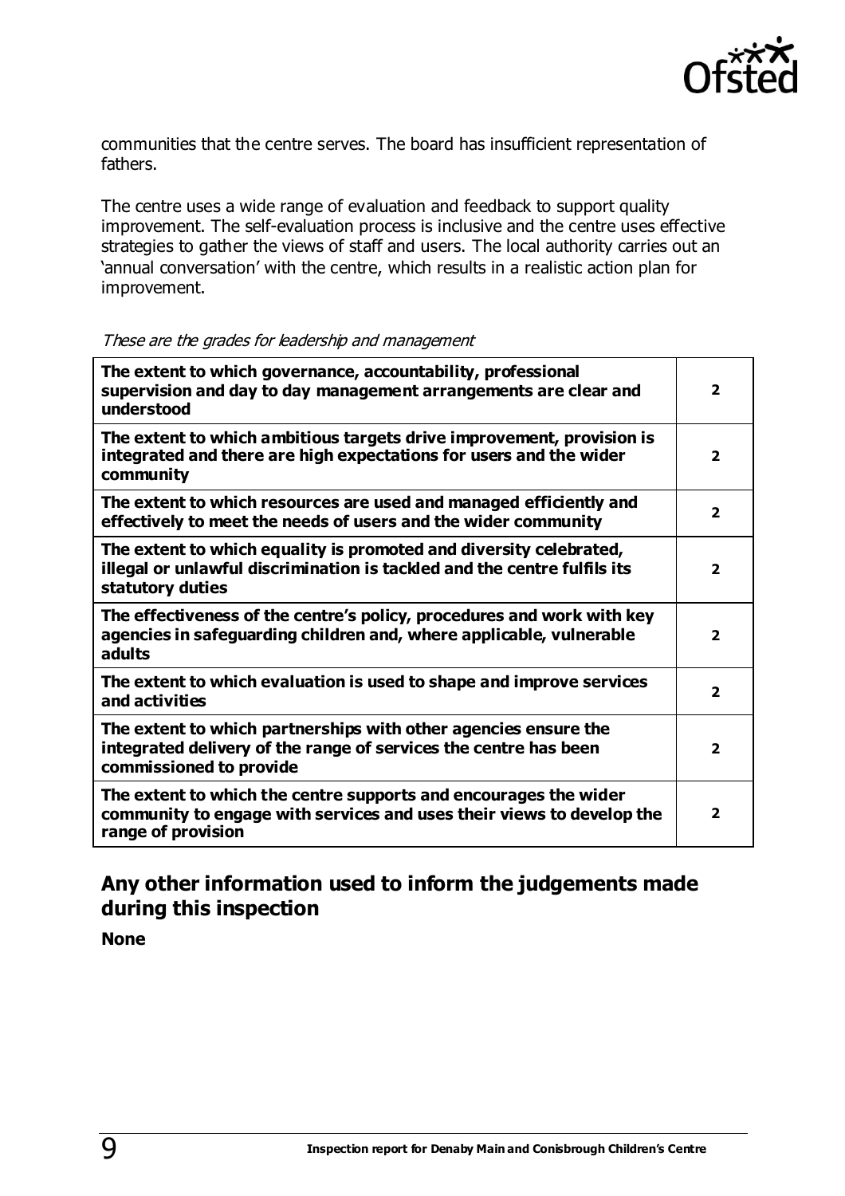communities that the centre serves. The board has insufficient representation of fathers.

The centre uses a wide range of evaluation and feedback to support quality improvement. The self-evaluation process is inclusive and the centre uses effective strategies to gather the views of staff and users. The local authority carries out an 'annual conversation' with the centre, which results in a realistic action plan for improvement.

*These are the grades for leadership and management*

| | |
|---|---|
| **The extent to which governance, accountability, professional supervision and day to day management arrangements are clear and understood** | **2** |
| **The extent to which ambitious targets drive improvement, provision is integrated and there are high expectations for users and the wider community** | **2** |
| **The extent to which resources are used and managed efficiently and effectively to meet the needs of users and the wider community** | **2** |
| **The extent to which equality is promoted and diversity celebrated, illegal or unlawful discrimination is tackled and the centre fulfils its statutory duties** | **2** |
| **The effectiveness of the centre's policy, procedures and work with key agencies in safeguarding children and, where applicable, vulnerable adults** | **2** |
| **The extent to which evaluation is used to shape and improve services and activities** | **2** |
| **The extent to which partnerships with other agencies ensure the integrated delivery of the range of services the centre has been commissioned to provide** | **2** |
| **The extent to which the centre supports and encourages the wider community to engage with services and uses their views to develop the range of provision** | **2** |

## Any other information used to inform the judgements made during this inspection

**None**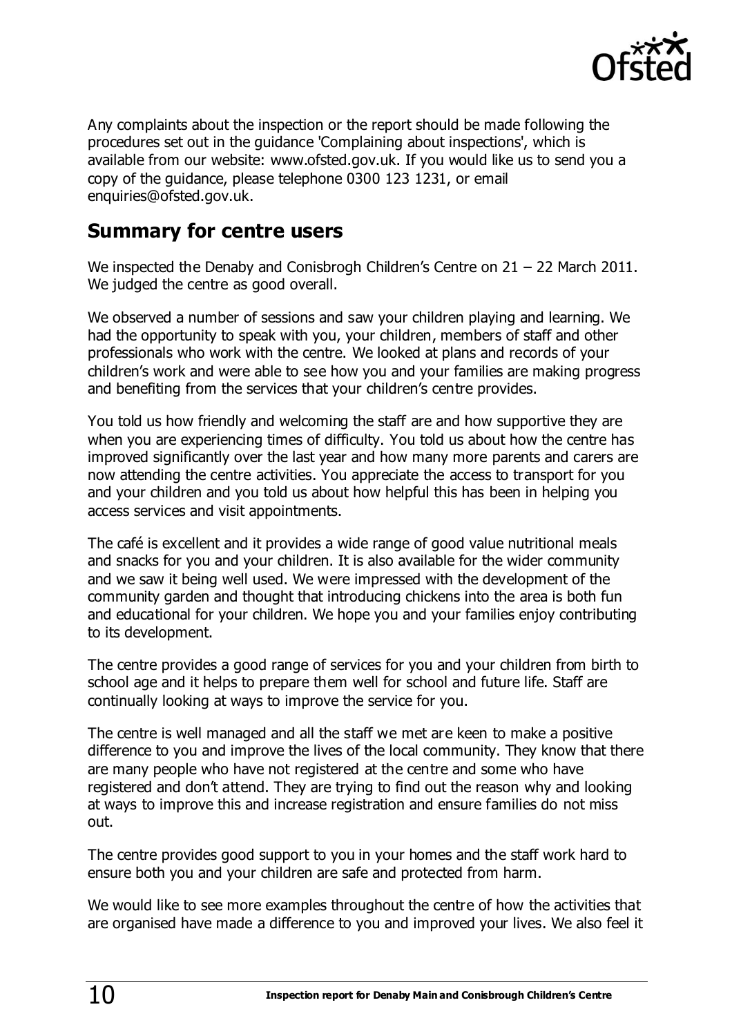Any complaints about the inspection or the report should be made following the procedures set out in the guidance 'Complaining about inspections', which is available from our website: www.ofsted.gov.uk. If you would like us to send you a copy of the guidance, please telephone 0300 123 1231, or email enquiries@ofsted.gov.uk.

## Summary for centre users

We inspected the Denaby and Conisbrogh Children's Centre on 21 – 22 March 2011. We judged the centre as good overall.

We observed a number of sessions and saw your children playing and learning. We had the opportunity to speak with you, your children, members of staff and other professionals who work with the centre. We looked at plans and records of your children's work and were able to see how you and your families are making progress and benefiting from the services that your children's centre provides.

You told us how friendly and welcoming the staff are and how supportive they are when you are experiencing times of difficulty. You told us about how the centre has improved significantly over the last year and how many more parents and carers are now attending the centre activities. You appreciate the access to transport for you and your children and you told us about how helpful this has been in helping you access services and visit appointments.

The café is excellent and it provides a wide range of good value nutritional meals and snacks for you and your children. It is also available for the wider community and we saw it being well used. We were impressed with the development of the community garden and thought that introducing chickens into the area is both fun and educational for your children. We hope you and your families enjoy contributing to its development.

The centre provides a good range of services for you and your children from birth to school age and it helps to prepare them well for school and future life. Staff are continually looking at ways to improve the service for you.

The centre is well managed and all the staff we met are keen to make a positive difference to you and improve the lives of the local community. They know that there are many people who have not registered at the centre and some who have registered and don't attend. They are trying to find out the reason why and looking at ways to improve this and increase registration and ensure families do not miss out.

The centre provides good support to you in your homes and the staff work hard to ensure both you and your children are safe and protected from harm.

We would like to see more examples throughout the centre of how the activities that are organised have made a difference to you and improved your lives. We also feel it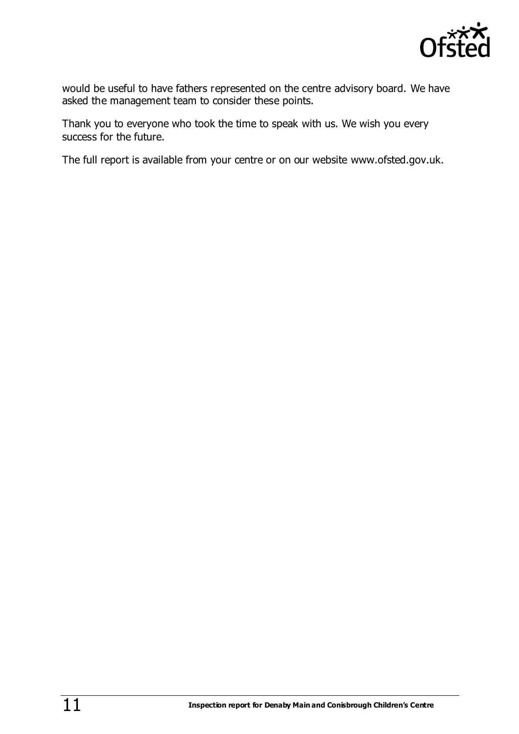would be useful to have fathers represented on the centre advisory board. We have asked the management team to consider these points.

Thank you to everyone who took the time to speak with us. We wish you every success for the future.

The full report is available from your centre or on our website www.ofsted.gov.uk.